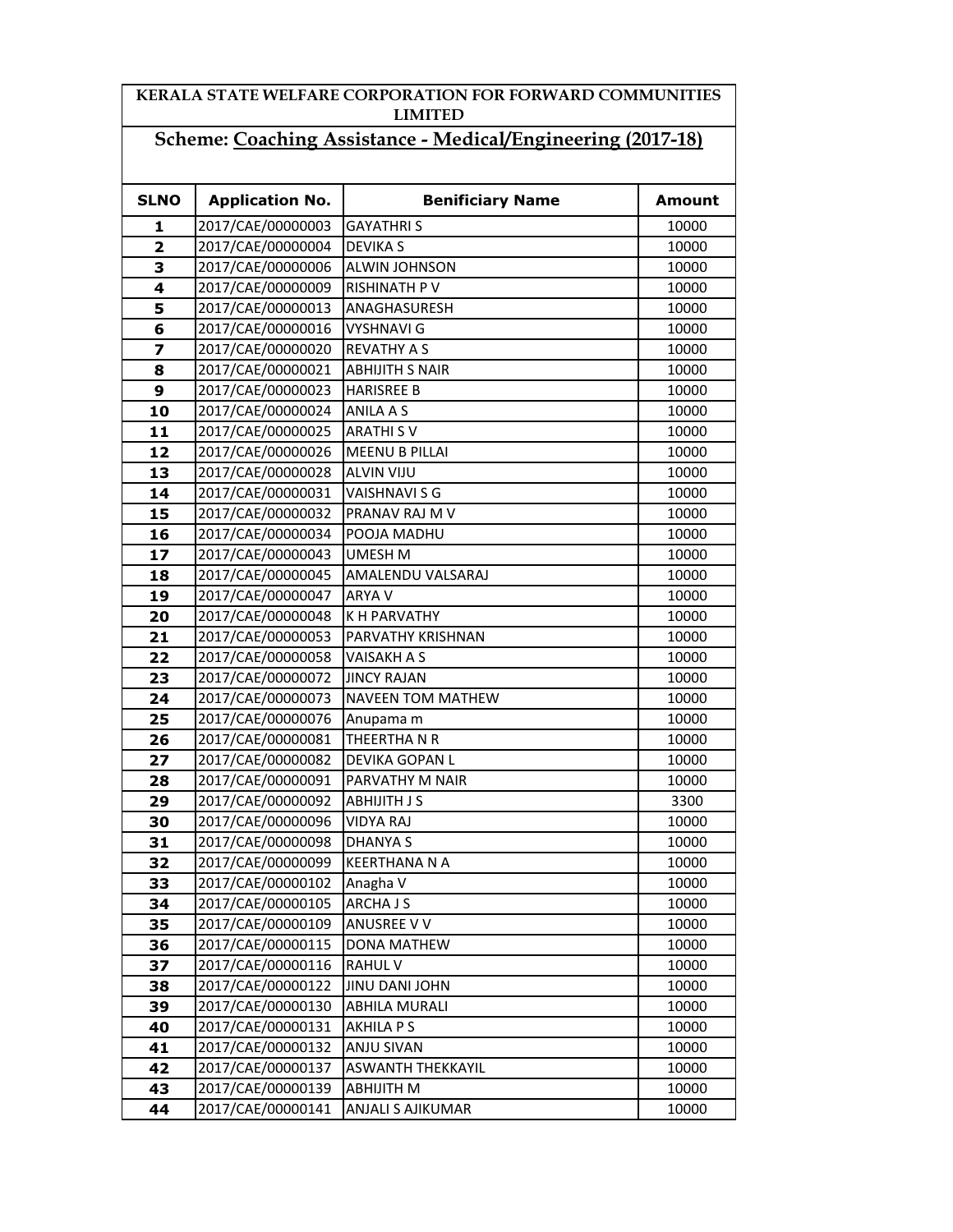# KERALA STATE WELFARE CORPORATION FOR FORWARD COMMUNITIES LIMITED

## Scheme: Coaching Assistance - Medical/Engineering (2017-18)

| SLNO | Application No. | Benificiary Name | Amount |
|---|---|---|---|
| 1 | 2017/CAE/00000003 | GAYATHRI S | 10000 |
| 2 | 2017/CAE/00000004 | DEVIKA S | 10000 |
| 3 | 2017/CAE/00000006 | ALWIN JOHNSON | 10000 |
| 4 | 2017/CAE/00000009 | RISHINATH P V | 10000 |
| 5 | 2017/CAE/00000013 | ANAGHASURESH | 10000 |
| 6 | 2017/CAE/00000016 | VYSHNAVI G | 10000 |
| 7 | 2017/CAE/00000020 | REVATHY A S | 10000 |
| 8 | 2017/CAE/00000021 | ABHIJITH S NAIR | 10000 |
| 9 | 2017/CAE/00000023 | HARISREE B | 10000 |
| 10 | 2017/CAE/00000024 | ANILA A S | 10000 |
| 11 | 2017/CAE/00000025 | ARATHI S V | 10000 |
| 12 | 2017/CAE/00000026 | MEENU B PILLAI | 10000 |
| 13 | 2017/CAE/00000028 | ALVIN VIJU | 10000 |
| 14 | 2017/CAE/00000031 | VAISHNAVI S G | 10000 |
| 15 | 2017/CAE/00000032 | PRANAV RAJ M V | 10000 |
| 16 | 2017/CAE/00000034 | POOJA MADHU | 10000 |
| 17 | 2017/CAE/00000043 | UMESH M | 10000 |
| 18 | 2017/CAE/00000045 | AMALENDU VALSARAJ | 10000 |
| 19 | 2017/CAE/00000047 | ARYA V | 10000 |
| 20 | 2017/CAE/00000048 | K H PARVATHY | 10000 |
| 21 | 2017/CAE/00000053 | PARVATHY KRISHNAN | 10000 |
| 22 | 2017/CAE/00000058 | VAISAKH A S | 10000 |
| 23 | 2017/CAE/00000072 | JINCY RAJAN | 10000 |
| 24 | 2017/CAE/00000073 | NAVEEN TOM MATHEW | 10000 |
| 25 | 2017/CAE/00000076 | Anupama m | 10000 |
| 26 | 2017/CAE/00000081 | THEERTHA N R | 10000 |
| 27 | 2017/CAE/00000082 | DEVIKA GOPAN L | 10000 |
| 28 | 2017/CAE/00000091 | PARVATHY M NAIR | 10000 |
| 29 | 2017/CAE/00000092 | ABHIJITH J S | 3300 |
| 30 | 2017/CAE/00000096 | VIDYA RAJ | 10000 |
| 31 | 2017/CAE/00000098 | DHANYA S | 10000 |
| 32 | 2017/CAE/00000099 | KEERTHANA N A | 10000 |
| 33 | 2017/CAE/00000102 | Anagha V | 10000 |
| 34 | 2017/CAE/00000105 | ARCHA J S | 10000 |
| 35 | 2017/CAE/00000109 | ANUSREE V V | 10000 |
| 36 | 2017/CAE/00000115 | DONA MATHEW | 10000 |
| 37 | 2017/CAE/00000116 | RAHUL V | 10000 |
| 38 | 2017/CAE/00000122 | JINU DANI JOHN | 10000 |
| 39 | 2017/CAE/00000130 | ABHILA MURALI | 10000 |
| 40 | 2017/CAE/00000131 | AKHILA P S | 10000 |
| 41 | 2017/CAE/00000132 | ANJU SIVAN | 10000 |
| 42 | 2017/CAE/00000137 | ASWANTH THEKKAYIL | 10000 |
| 43 | 2017/CAE/00000139 | ABHIJITH M | 10000 |
| 44 | 2017/CAE/00000141 | ANJALI S AJIKUMAR | 10000 |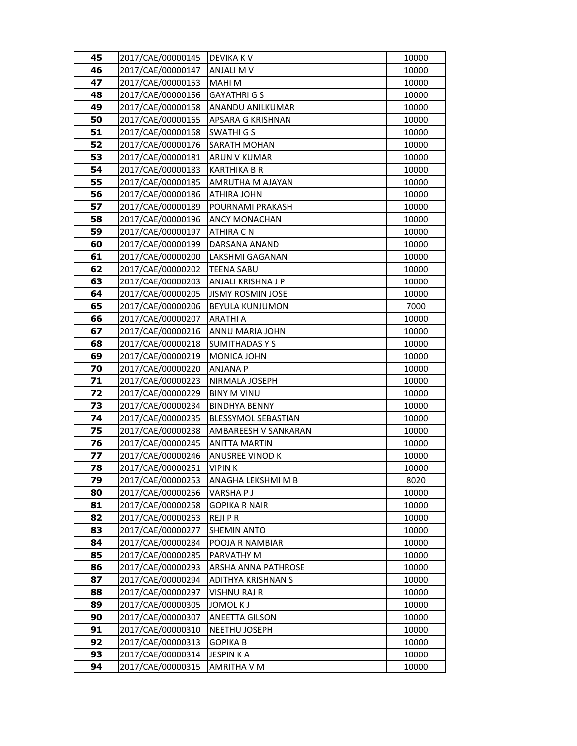| 45 | 2017/CAE/00000145 | DEVIKA K V | 10000 |
|---|---|---|---|
| 46 | 2017/CAE/00000147 | ANJALI M V | 10000 |
| 47 | 2017/CAE/00000153 | MAHI M | 10000 |
| 48 | 2017/CAE/00000156 | GAYATHRI G S | 10000 |
| 49 | 2017/CAE/00000158 | ANANDU ANILKUMAR | 10000 |
| 50 | 2017/CAE/00000165 | APSARA G KRISHNAN | 10000 |
| 51 | 2017/CAE/00000168 | SWATHI G S | 10000 |
| 52 | 2017/CAE/00000176 | SARATH MOHAN | 10000 |
| 53 | 2017/CAE/00000181 | ARUN V KUMAR | 10000 |
| 54 | 2017/CAE/00000183 | KARTHIKA B R | 10000 |
| 55 | 2017/CAE/00000185 | AMRUTHA M AJAYAN | 10000 |
| 56 | 2017/CAE/00000186 | ATHIRA JOHN | 10000 |
| 57 | 2017/CAE/00000189 | POURNAMI PRAKASH | 10000 |
| 58 | 2017/CAE/00000196 | ANCY MONACHAN | 10000 |
| 59 | 2017/CAE/00000197 | ATHIRA C N | 10000 |
| 60 | 2017/CAE/00000199 | DARSANA ANAND | 10000 |
| 61 | 2017/CAE/00000200 | LAKSHMI GAGANAN | 10000 |
| 62 | 2017/CAE/00000202 | TEENA SABU | 10000 |
| 63 | 2017/CAE/00000203 | ANJALI KRISHNA J P | 10000 |
| 64 | 2017/CAE/00000205 | JISMY ROSMIN JOSE | 10000 |
| 65 | 2017/CAE/00000206 | BEYULA KUNJUMON | 7000 |
| 66 | 2017/CAE/00000207 | ARATHI A | 10000 |
| 67 | 2017/CAE/00000216 | ANNU MARIA JOHN | 10000 |
| 68 | 2017/CAE/00000218 | SUMITHADAS Y S | 10000 |
| 69 | 2017/CAE/00000219 | MONICA JOHN | 10000 |
| 70 | 2017/CAE/00000220 | ANJANA P | 10000 |
| 71 | 2017/CAE/00000223 | NIRMALA JOSEPH | 10000 |
| 72 | 2017/CAE/00000229 | BINY M VINU | 10000 |
| 73 | 2017/CAE/00000234 | BINDHYA BENNY | 10000 |
| 74 | 2017/CAE/00000235 | BLESSYMOL SEBASTIAN | 10000 |
| 75 | 2017/CAE/00000238 | AMBAREESH V SANKARAN | 10000 |
| 76 | 2017/CAE/00000245 | ANITTA MARTIN | 10000 |
| 77 | 2017/CAE/00000246 | ANUSREE VINOD K | 10000 |
| 78 | 2017/CAE/00000251 | VIPIN K | 10000 |
| 79 | 2017/CAE/00000253 | ANAGHA LEKSHMI M B | 8020 |
| 80 | 2017/CAE/00000256 | VARSHA P J | 10000 |
| 81 | 2017/CAE/00000258 | GOPIKA R NAIR | 10000 |
| 82 | 2017/CAE/00000263 | REJI P R | 10000 |
| 83 | 2017/CAE/00000277 | SHEMIN ANTO | 10000 |
| 84 | 2017/CAE/00000284 | POOJA R NAMBIAR | 10000 |
| 85 | 2017/CAE/00000285 | PARVATHY M | 10000 |
| 86 | 2017/CAE/00000293 | ARSHA ANNA PATHROSE | 10000 |
| 87 | 2017/CAE/00000294 | ADITHYA KRISHNAN S | 10000 |
| 88 | 2017/CAE/00000297 | VISHNU RAJ R | 10000 |
| 89 | 2017/CAE/00000305 | JOMOL K J | 10000 |
| 90 | 2017/CAE/00000307 | ANEETTA GILSON | 10000 |
| 91 | 2017/CAE/00000310 | NEETHU JOSEPH | 10000 |
| 92 | 2017/CAE/00000313 | GOPIKA B | 10000 |
| 93 | 2017/CAE/00000314 | JESPIN K A | 10000 |
| 94 | 2017/CAE/00000315 | AMRITHA V M | 10000 |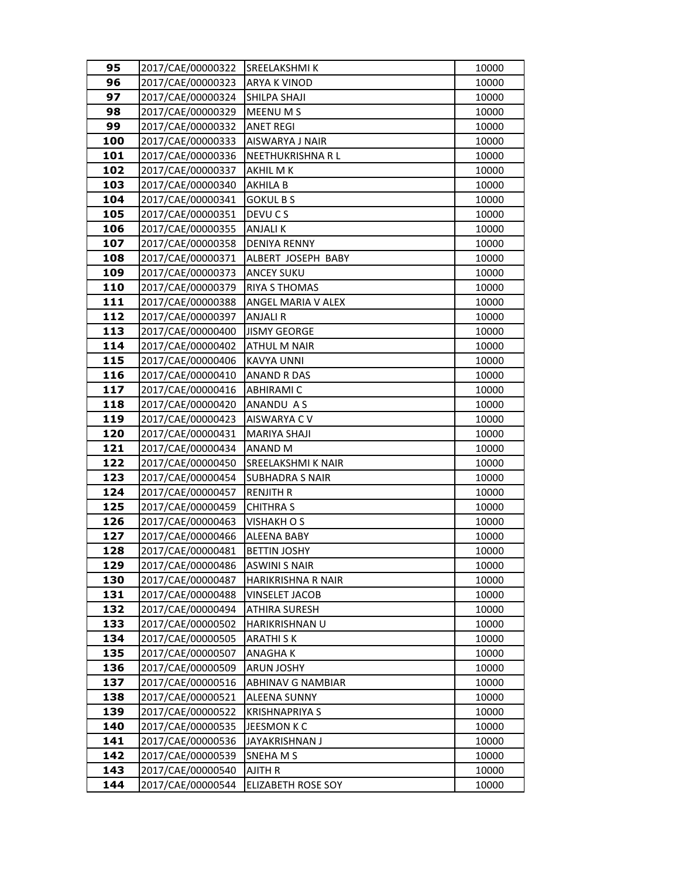| 95 | 2017/CAE/00000322 | SREELAKSHMI K | 10000 |
|---|---|---|---|
| 96 | 2017/CAE/00000323 | ARYA K VINOD | 10000 |
| 97 | 2017/CAE/00000324 | SHILPA SHAJI | 10000 |
| 98 | 2017/CAE/00000329 | MEENU M S | 10000 |
| 99 | 2017/CAE/00000332 | ANET REGI | 10000 |
| 100 | 2017/CAE/00000333 | AISWARYA J NAIR | 10000 |
| 101 | 2017/CAE/00000336 | NEETHUKRISHNA R L | 10000 |
| 102 | 2017/CAE/00000337 | AKHIL M K | 10000 |
| 103 | 2017/CAE/00000340 | AKHILA B | 10000 |
| 104 | 2017/CAE/00000341 | GOKUL B S | 10000 |
| 105 | 2017/CAE/00000351 | DEVU C S | 10000 |
| 106 | 2017/CAE/00000355 | ANJALI K | 10000 |
| 107 | 2017/CAE/00000358 | DENIYA RENNY | 10000 |
| 108 | 2017/CAE/00000371 | ALBERT JOSEPH BABY | 10000 |
| 109 | 2017/CAE/00000373 | ANCEY SUKU | 10000 |
| 110 | 2017/CAE/00000379 | RIYA S THOMAS | 10000 |
| 111 | 2017/CAE/00000388 | ANGEL MARIA V ALEX | 10000 |
| 112 | 2017/CAE/00000397 | ANJALI R | 10000 |
| 113 | 2017/CAE/00000400 | JISMY GEORGE | 10000 |
| 114 | 2017/CAE/00000402 | ATHUL M NAIR | 10000 |
| 115 | 2017/CAE/00000406 | KAVYA UNNI | 10000 |
| 116 | 2017/CAE/00000410 | ANAND R DAS | 10000 |
| 117 | 2017/CAE/00000416 | ABHIRAMI C | 10000 |
| 118 | 2017/CAE/00000420 | ANANDU A S | 10000 |
| 119 | 2017/CAE/00000423 | AISWARYA C V | 10000 |
| 120 | 2017/CAE/00000431 | MARIYA SHAJI | 10000 |
| 121 | 2017/CAE/00000434 | ANAND M | 10000 |
| 122 | 2017/CAE/00000450 | SREELAKSHMI K NAIR | 10000 |
| 123 | 2017/CAE/00000454 | SUBHADRA S NAIR | 10000 |
| 124 | 2017/CAE/00000457 | RENJITH R | 10000 |
| 125 | 2017/CAE/00000459 | CHITHRA S | 10000 |
| 126 | 2017/CAE/00000463 | VISHAKH O S | 10000 |
| 127 | 2017/CAE/00000466 | ALEENA BABY | 10000 |
| 128 | 2017/CAE/00000481 | BETTIN JOSHY | 10000 |
| 129 | 2017/CAE/00000486 | ASWINI S NAIR | 10000 |
| 130 | 2017/CAE/00000487 | HARIKRISHNA R NAIR | 10000 |
| 131 | 2017/CAE/00000488 | VINSELET JACOB | 10000 |
| 132 | 2017/CAE/00000494 | ATHIRA SURESH | 10000 |
| 133 | 2017/CAE/00000502 | HARIKRISHNAN U | 10000 |
| 134 | 2017/CAE/00000505 | ARATHI S K | 10000 |
| 135 | 2017/CAE/00000507 | ANAGHA K | 10000 |
| 136 | 2017/CAE/00000509 | ARUN JOSHY | 10000 |
| 137 | 2017/CAE/00000516 | ABHINAV G NAMBIAR | 10000 |
| 138 | 2017/CAE/00000521 | ALEENA SUNNY | 10000 |
| 139 | 2017/CAE/00000522 | KRISHNAPRIYA S | 10000 |
| 140 | 2017/CAE/00000535 | JEESMON K C | 10000 |
| 141 | 2017/CAE/00000536 | JAYAKRISHNAN J | 10000 |
| 142 | 2017/CAE/00000539 | SNEHA M S | 10000 |
| 143 | 2017/CAE/00000540 | AJITH R | 10000 |
| 144 | 2017/CAE/00000544 | ELIZABETH ROSE SOY | 10000 |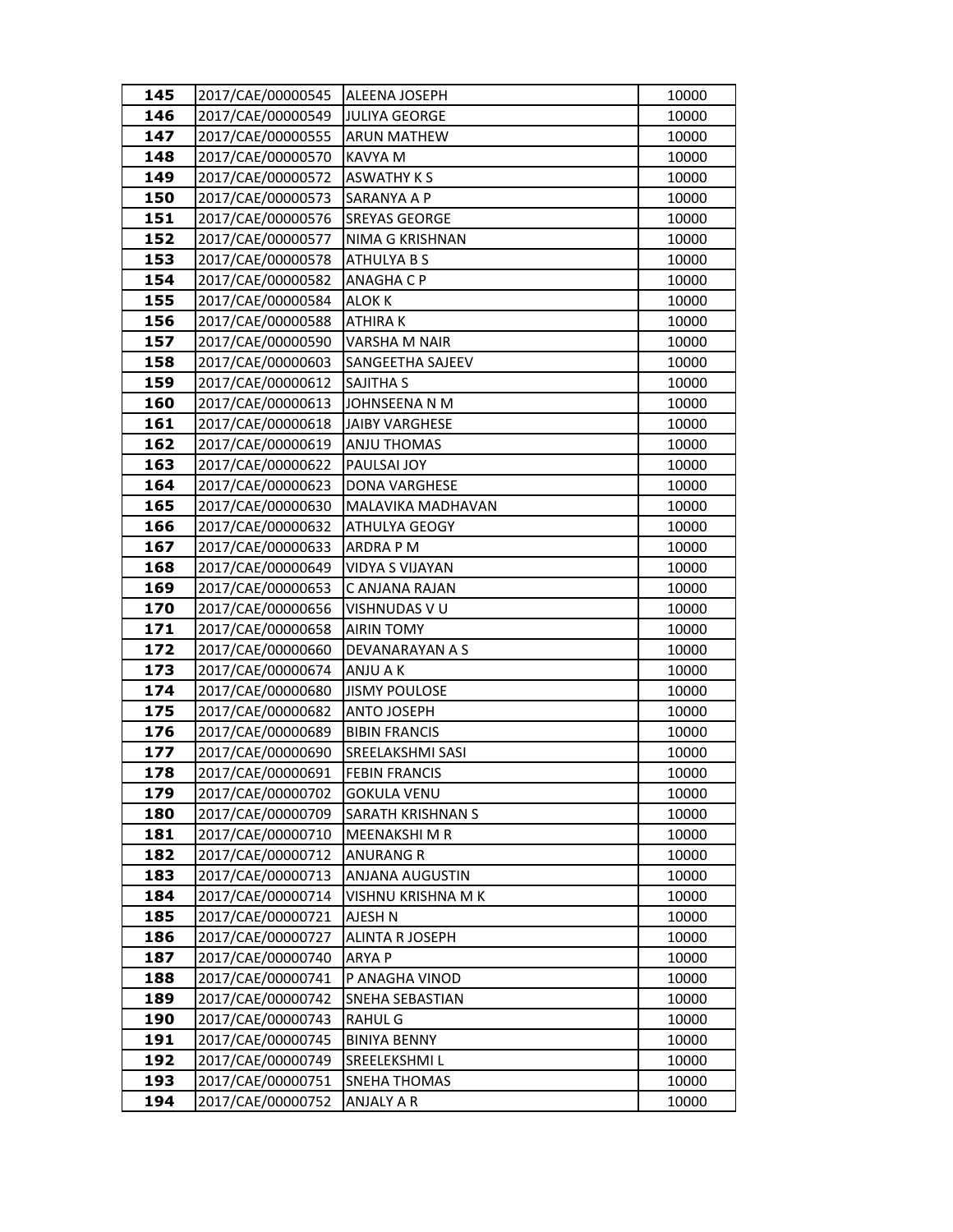| 145 | 2017/CAE/00000545 | ALEENA JOSEPH | 10000 |
|---|---|---|---|
| 146 | 2017/CAE/00000549 | JULIYA GEORGE | 10000 |
| 147 | 2017/CAE/00000555 | ARUN MATHEW | 10000 |
| 148 | 2017/CAE/00000570 | KAVYA M | 10000 |
| 149 | 2017/CAE/00000572 | ASWATHY K S | 10000 |
| 150 | 2017/CAE/00000573 | SARANYA A P | 10000 |
| 151 | 2017/CAE/00000576 | SREYAS GEORGE | 10000 |
| 152 | 2017/CAE/00000577 | NIMA G KRISHNAN | 10000 |
| 153 | 2017/CAE/00000578 | ATHULYA B S | 10000 |
| 154 | 2017/CAE/00000582 | ANAGHA C P | 10000 |
| 155 | 2017/CAE/00000584 | ALOK K | 10000 |
| 156 | 2017/CAE/00000588 | ATHIRA K | 10000 |
| 157 | 2017/CAE/00000590 | VARSHA M NAIR | 10000 |
| 158 | 2017/CAE/00000603 | SANGEETHA SAJEEV | 10000 |
| 159 | 2017/CAE/00000612 | SAJITHA S | 10000 |
| 160 | 2017/CAE/00000613 | JOHNSEENA N M | 10000 |
| 161 | 2017/CAE/00000618 | JAIBY VARGHESE | 10000 |
| 162 | 2017/CAE/00000619 | ANJU THOMAS | 10000 |
| 163 | 2017/CAE/00000622 | PAULSAI JOY | 10000 |
| 164 | 2017/CAE/00000623 | DONA VARGHESE | 10000 |
| 165 | 2017/CAE/00000630 | MALAVIKA MADHAVAN | 10000 |
| 166 | 2017/CAE/00000632 | ATHULYA GEOGY | 10000 |
| 167 | 2017/CAE/00000633 | ARDRA P M | 10000 |
| 168 | 2017/CAE/00000649 | VIDYA S VIJAYAN | 10000 |
| 169 | 2017/CAE/00000653 | C ANJANA RAJAN | 10000 |
| 170 | 2017/CAE/00000656 | VISHNUDAS V U | 10000 |
| 171 | 2017/CAE/00000658 | AIRIN TOMY | 10000 |
| 172 | 2017/CAE/00000660 | DEVANARAYAN A S | 10000 |
| 173 | 2017/CAE/00000674 | ANJU A K | 10000 |
| 174 | 2017/CAE/00000680 | JISMY POULOSE | 10000 |
| 175 | 2017/CAE/00000682 | ANTO JOSEPH | 10000 |
| 176 | 2017/CAE/00000689 | BIBIN FRANCIS | 10000 |
| 177 | 2017/CAE/00000690 | SREELAKSHMI SASI | 10000 |
| 178 | 2017/CAE/00000691 | FEBIN FRANCIS | 10000 |
| 179 | 2017/CAE/00000702 | GOKULA VENU | 10000 |
| 180 | 2017/CAE/00000709 | SARATH KRISHNAN S | 10000 |
| 181 | 2017/CAE/00000710 | MEENAKSHI M R | 10000 |
| 182 | 2017/CAE/00000712 | ANURANG R | 10000 |
| 183 | 2017/CAE/00000713 | ANJANA AUGUSTIN | 10000 |
| 184 | 2017/CAE/00000714 | VISHNU KRISHNA M K | 10000 |
| 185 | 2017/CAE/00000721 | AJESH N | 10000 |
| 186 | 2017/CAE/00000727 | ALINTA R JOSEPH | 10000 |
| 187 | 2017/CAE/00000740 | ARYA P | 10000 |
| 188 | 2017/CAE/00000741 | P ANAGHA VINOD | 10000 |
| 189 | 2017/CAE/00000742 | SNEHA SEBASTIAN | 10000 |
| 190 | 2017/CAE/00000743 | RAHUL G | 10000 |
| 191 | 2017/CAE/00000745 | BINIYA BENNY | 10000 |
| 192 | 2017/CAE/00000749 | SREELEKSHMI L | 10000 |
| 193 | 2017/CAE/00000751 | SNEHA THOMAS | 10000 |
| 194 | 2017/CAE/00000752 | ANJALY A R | 10000 |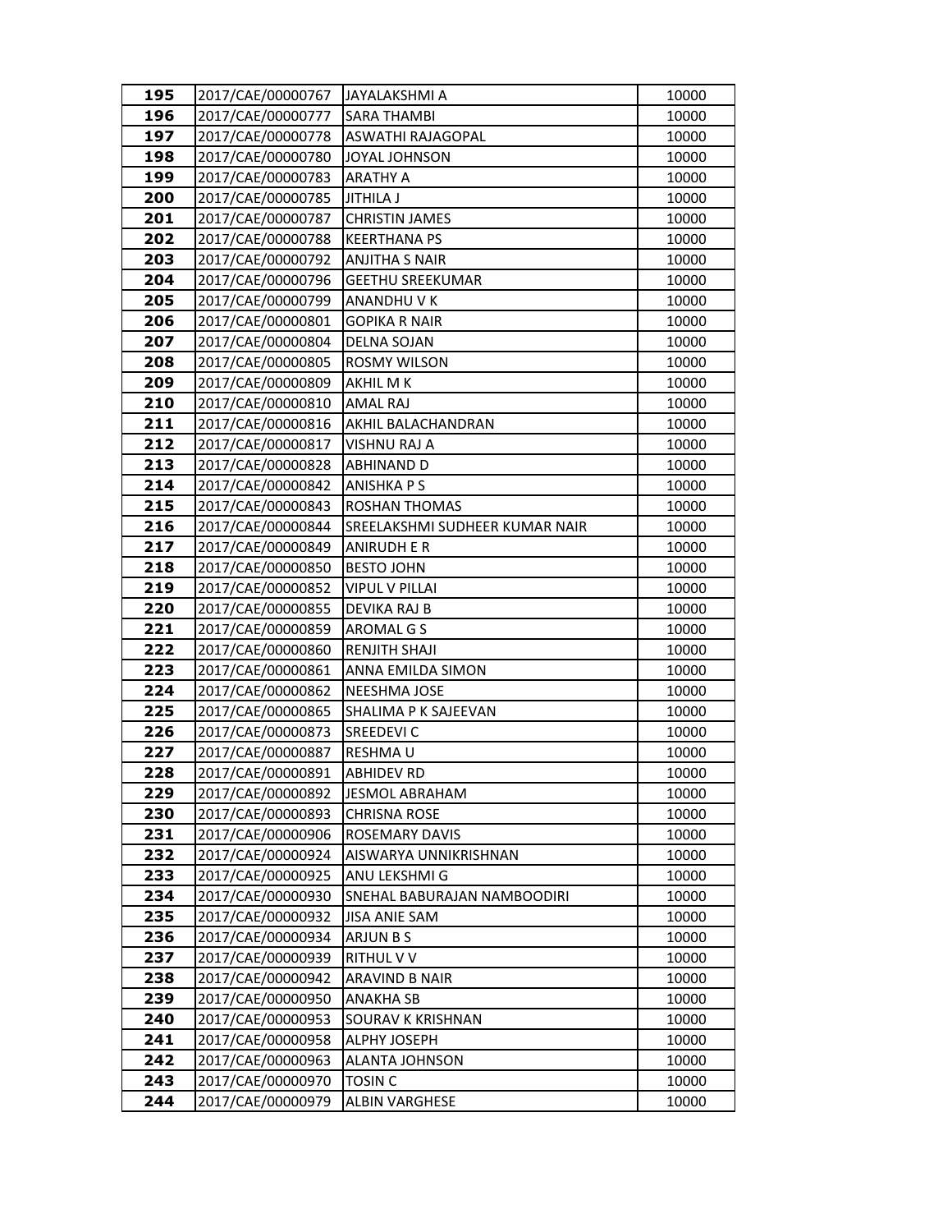| 195 | 2017/CAE/00000767 | JAYALAKSHMI A | 10000 |
|---|---|---|---|
| 196 | 2017/CAE/00000777 | SARA THAMBI | 10000 |
| 197 | 2017/CAE/00000778 | ASWATHI RAJAGOPAL | 10000 |
| 198 | 2017/CAE/00000780 | JOYAL JOHNSON | 10000 |
| 199 | 2017/CAE/00000783 | ARATHY A | 10000 |
| 200 | 2017/CAE/00000785 | JITHILA J | 10000 |
| 201 | 2017/CAE/00000787 | CHRISTIN JAMES | 10000 |
| 202 | 2017/CAE/00000788 | KEERTHANA PS | 10000 |
| 203 | 2017/CAE/00000792 | ANJITHA S NAIR | 10000 |
| 204 | 2017/CAE/00000796 | GEETHU SREEKUMAR | 10000 |
| 205 | 2017/CAE/00000799 | ANANDHU V K | 10000 |
| 206 | 2017/CAE/00000801 | GOPIKA R NAIR | 10000 |
| 207 | 2017/CAE/00000804 | DELNA SOJAN | 10000 |
| 208 | 2017/CAE/00000805 | ROSMY WILSON | 10000 |
| 209 | 2017/CAE/00000809 | AKHIL M K | 10000 |
| 210 | 2017/CAE/00000810 | AMAL RAJ | 10000 |
| 211 | 2017/CAE/00000816 | AKHIL BALACHANDRAN | 10000 |
| 212 | 2017/CAE/00000817 | VISHNU RAJ A | 10000 |
| 213 | 2017/CAE/00000828 | ABHINAND D | 10000 |
| 214 | 2017/CAE/00000842 | ANISHKA P S | 10000 |
| 215 | 2017/CAE/00000843 | ROSHAN THOMAS | 10000 |
| 216 | 2017/CAE/00000844 | SREELAKSHMI SUDHEER KUMAR NAIR | 10000 |
| 217 | 2017/CAE/00000849 | ANIRUDH E R | 10000 |
| 218 | 2017/CAE/00000850 | BESTO JOHN | 10000 |
| 219 | 2017/CAE/00000852 | VIPUL V PILLAI | 10000 |
| 220 | 2017/CAE/00000855 | DEVIKA RAJ B | 10000 |
| 221 | 2017/CAE/00000859 | AROMAL G S | 10000 |
| 222 | 2017/CAE/00000860 | RENJITH SHAJI | 10000 |
| 223 | 2017/CAE/00000861 | ANNA EMILDA SIMON | 10000 |
| 224 | 2017/CAE/00000862 | NEESHMA JOSE | 10000 |
| 225 | 2017/CAE/00000865 | SHALIMA P K SAJEEVAN | 10000 |
| 226 | 2017/CAE/00000873 | SREEDEVI C | 10000 |
| 227 | 2017/CAE/00000887 | RESHMA U | 10000 |
| 228 | 2017/CAE/00000891 | ABHIDEV RD | 10000 |
| 229 | 2017/CAE/00000892 | JESMOL ABRAHAM | 10000 |
| 230 | 2017/CAE/00000893 | CHRISNA ROSE | 10000 |
| 231 | 2017/CAE/00000906 | ROSEMARY DAVIS | 10000 |
| 232 | 2017/CAE/00000924 | AISWARYA UNNIKRISHNAN | 10000 |
| 233 | 2017/CAE/00000925 | ANU LEKSHMI G | 10000 |
| 234 | 2017/CAE/00000930 | SNEHAL BABURAJAN NAMBOODIRI | 10000 |
| 235 | 2017/CAE/00000932 | JISA ANIE SAM | 10000 |
| 236 | 2017/CAE/00000934 | ARJUN B S | 10000 |
| 237 | 2017/CAE/00000939 | RITHUL V V | 10000 |
| 238 | 2017/CAE/00000942 | ARAVIND B NAIR | 10000 |
| 239 | 2017/CAE/00000950 | ANAKHA SB | 10000 |
| 240 | 2017/CAE/00000953 | SOURAV K KRISHNAN | 10000 |
| 241 | 2017/CAE/00000958 | ALPHY JOSEPH | 10000 |
| 242 | 2017/CAE/00000963 | ALANTA JOHNSON | 10000 |
| 243 | 2017/CAE/00000970 | TOSIN C | 10000 |
| 244 | 2017/CAE/00000979 | ALBIN VARGHESE | 10000 |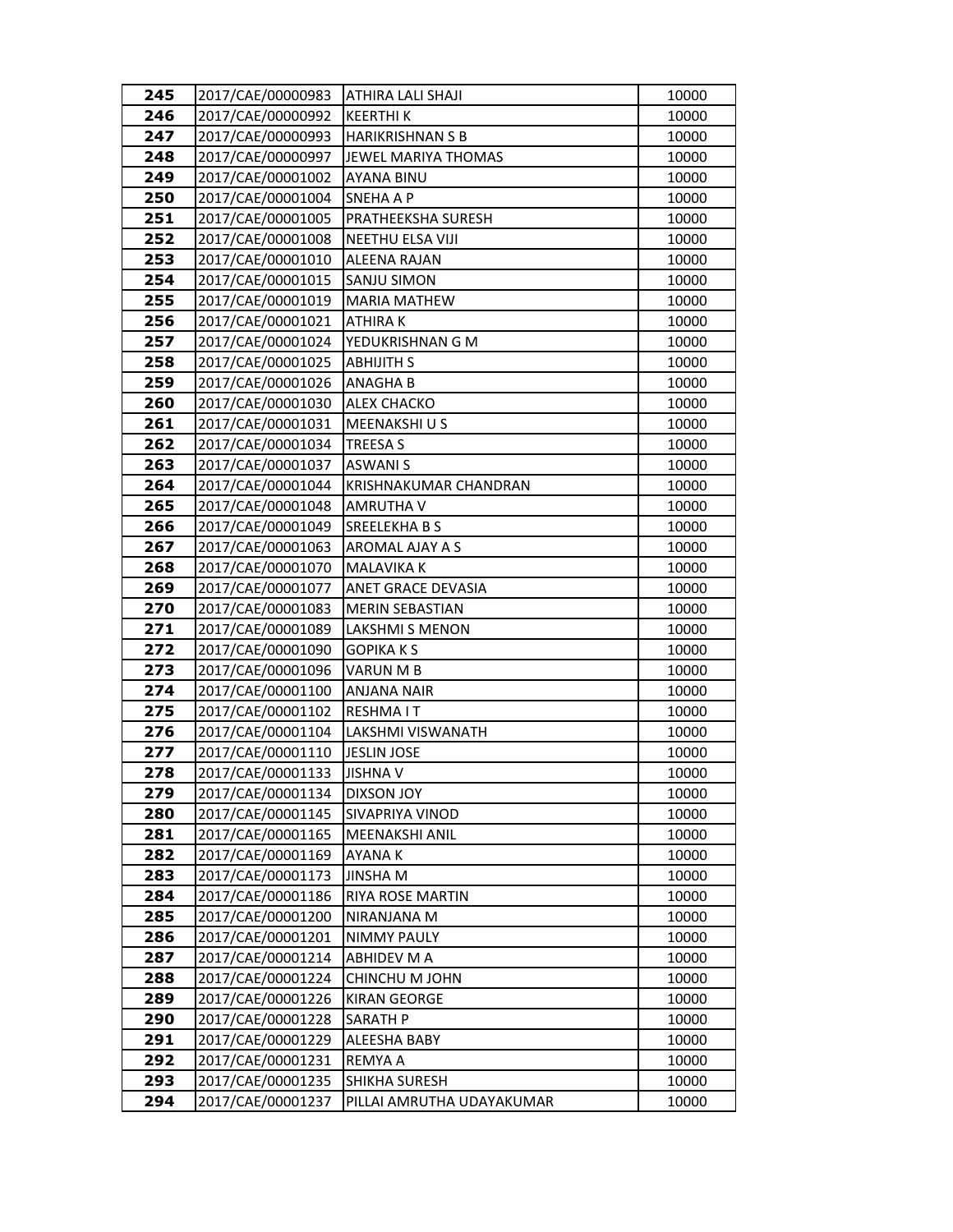| 245 | 2017/CAE/00000983 | ATHIRA LALI SHAJI | 10000 |
|---|---|---|---|
| 246 | 2017/CAE/00000992 | KEERTHI K | 10000 |
| 247 | 2017/CAE/00000993 | HARIKRISHNAN S B | 10000 |
| 248 | 2017/CAE/00000997 | JEWEL MARIYA THOMAS | 10000 |
| 249 | 2017/CAE/00001002 | AYANA BINU | 10000 |
| 250 | 2017/CAE/00001004 | SNEHA A P | 10000 |
| 251 | 2017/CAE/00001005 | PRATHEEKSHA SURESH | 10000 |
| 252 | 2017/CAE/00001008 | NEETHU ELSA VIJI | 10000 |
| 253 | 2017/CAE/00001010 | ALEENA RAJAN | 10000 |
| 254 | 2017/CAE/00001015 | SANJU SIMON | 10000 |
| 255 | 2017/CAE/00001019 | MARIA MATHEW | 10000 |
| 256 | 2017/CAE/00001021 | ATHIRA K | 10000 |
| 257 | 2017/CAE/00001024 | YEDUKRISHNAN G M | 10000 |
| 258 | 2017/CAE/00001025 | ABHIJITH S | 10000 |
| 259 | 2017/CAE/00001026 | ANAGHA B | 10000 |
| 260 | 2017/CAE/00001030 | ALEX CHACKO | 10000 |
| 261 | 2017/CAE/00001031 | MEENAKSHI U S | 10000 |
| 262 | 2017/CAE/00001034 | TREESA S | 10000 |
| 263 | 2017/CAE/00001037 | ASWANI S | 10000 |
| 264 | 2017/CAE/00001044 | KRISHNAKUMAR CHANDRAN | 10000 |
| 265 | 2017/CAE/00001048 | AMRUTHA V | 10000 |
| 266 | 2017/CAE/00001049 | SREELEKHA B S | 10000 |
| 267 | 2017/CAE/00001063 | AROMAL AJAY A S | 10000 |
| 268 | 2017/CAE/00001070 | MALAVIKA K | 10000 |
| 269 | 2017/CAE/00001077 | ANET GRACE DEVASIA | 10000 |
| 270 | 2017/CAE/00001083 | MERIN SEBASTIAN | 10000 |
| 271 | 2017/CAE/00001089 | LAKSHMI S MENON | 10000 |
| 272 | 2017/CAE/00001090 | GOPIKA K S | 10000 |
| 273 | 2017/CAE/00001096 | VARUN M B | 10000 |
| 274 | 2017/CAE/00001100 | ANJANA NAIR | 10000 |
| 275 | 2017/CAE/00001102 | RESHMA I T | 10000 |
| 276 | 2017/CAE/00001104 | LAKSHMI VISWANATH | 10000 |
| 277 | 2017/CAE/00001110 | JESLIN JOSE | 10000 |
| 278 | 2017/CAE/00001133 | JISHNA V | 10000 |
| 279 | 2017/CAE/00001134 | DIXSON JOY | 10000 |
| 280 | 2017/CAE/00001145 | SIVAPRIYA VINOD | 10000 |
| 281 | 2017/CAE/00001165 | MEENAKSHI ANIL | 10000 |
| 282 | 2017/CAE/00001169 | AYANA K | 10000 |
| 283 | 2017/CAE/00001173 | JINSHA M | 10000 |
| 284 | 2017/CAE/00001186 | RIYA ROSE MARTIN | 10000 |
| 285 | 2017/CAE/00001200 | NIRANJANA M | 10000 |
| 286 | 2017/CAE/00001201 | NIMMY PAULY | 10000 |
| 287 | 2017/CAE/00001214 | ABHIDEV M A | 10000 |
| 288 | 2017/CAE/00001224 | CHINCHU M JOHN | 10000 |
| 289 | 2017/CAE/00001226 | KIRAN GEORGE | 10000 |
| 290 | 2017/CAE/00001228 | SARATH P | 10000 |
| 291 | 2017/CAE/00001229 | ALEESHA BABY | 10000 |
| 292 | 2017/CAE/00001231 | REMYA A | 10000 |
| 293 | 2017/CAE/00001235 | SHIKHA SURESH | 10000 |
| 294 | 2017/CAE/00001237 | PILLAI AMRUTHA UDAYAKUMAR | 10000 |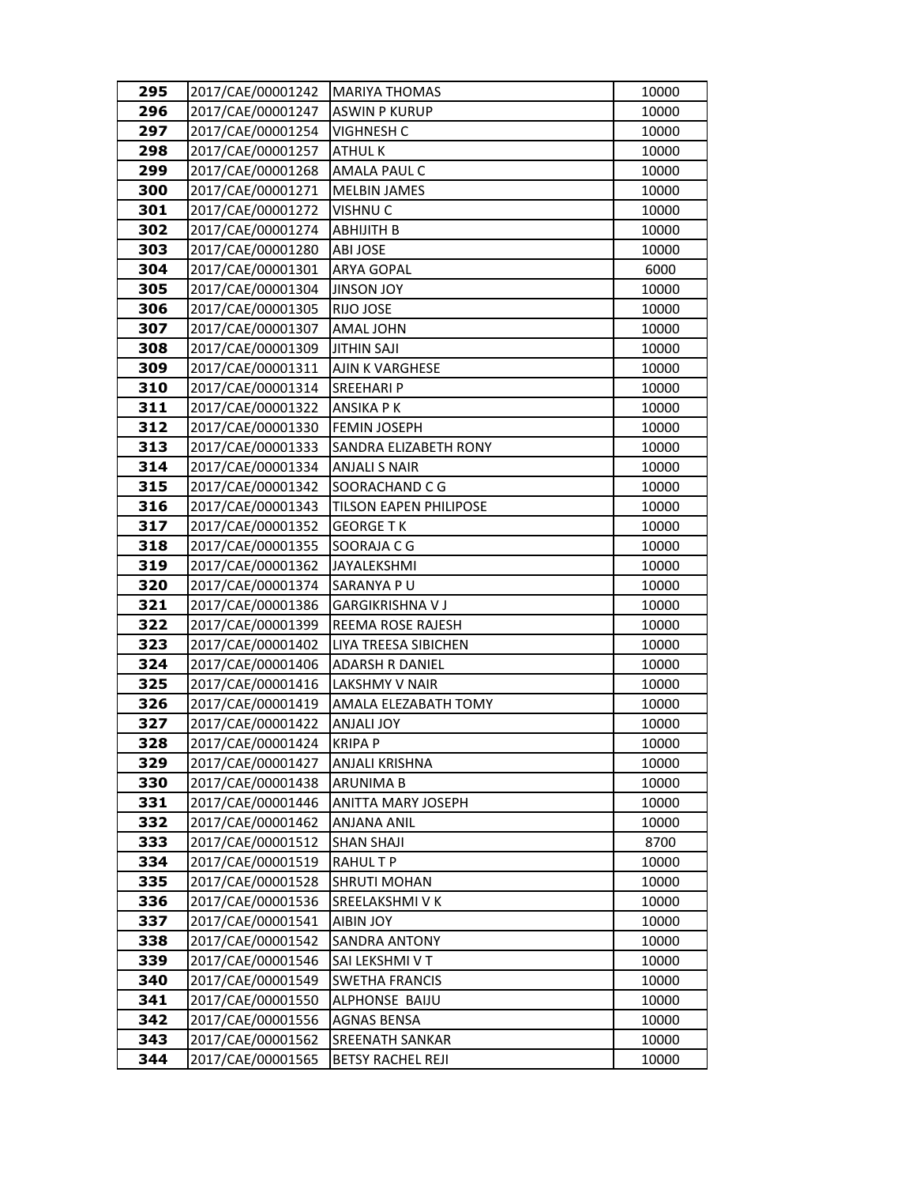| 295 | 2017/CAE/00001242 | MARIYA THOMAS | 10000 |
|---|---|---|---|
| 296 | 2017/CAE/00001247 | ASWIN P KURUP | 10000 |
| 297 | 2017/CAE/00001254 | VIGHNESH C | 10000 |
| 298 | 2017/CAE/00001257 | ATHUL K | 10000 |
| 299 | 2017/CAE/00001268 | AMALA PAUL C | 10000 |
| 300 | 2017/CAE/00001271 | MELBIN JAMES | 10000 |
| 301 | 2017/CAE/00001272 | VISHNU C | 10000 |
| 302 | 2017/CAE/00001274 | ABHIJITH B | 10000 |
| 303 | 2017/CAE/00001280 | ABI JOSE | 10000 |
| 304 | 2017/CAE/00001301 | ARYA GOPAL | 6000 |
| 305 | 2017/CAE/00001304 | JINSON JOY | 10000 |
| 306 | 2017/CAE/00001305 | RIJO JOSE | 10000 |
| 307 | 2017/CAE/00001307 | AMAL JOHN | 10000 |
| 308 | 2017/CAE/00001309 | JITHIN SAJI | 10000 |
| 309 | 2017/CAE/00001311 | AJIN K VARGHESE | 10000 |
| 310 | 2017/CAE/00001314 | SREEHARI P | 10000 |
| 311 | 2017/CAE/00001322 | ANSIKA P K | 10000 |
| 312 | 2017/CAE/00001330 | FEMIN JOSEPH | 10000 |
| 313 | 2017/CAE/00001333 | SANDRA ELIZABETH RONY | 10000 |
| 314 | 2017/CAE/00001334 | ANJALI S NAIR | 10000 |
| 315 | 2017/CAE/00001342 | SOORACHAND C G | 10000 |
| 316 | 2017/CAE/00001343 | TILSON EAPEN PHILIPOSE | 10000 |
| 317 | 2017/CAE/00001352 | GEORGE T K | 10000 |
| 318 | 2017/CAE/00001355 | SOORAJA C G | 10000 |
| 319 | 2017/CAE/00001362 | JAYALEKSHMI | 10000 |
| 320 | 2017/CAE/00001374 | SARANYA P U | 10000 |
| 321 | 2017/CAE/00001386 | GARGIKRISHNA V J | 10000 |
| 322 | 2017/CAE/00001399 | REEMA ROSE RAJESH | 10000 |
| 323 | 2017/CAE/00001402 | LIYA TREESA SIBICHEN | 10000 |
| 324 | 2017/CAE/00001406 | ADARSH R DANIEL | 10000 |
| 325 | 2017/CAE/00001416 | LAKSHMY V NAIR | 10000 |
| 326 | 2017/CAE/00001419 | AMALA ELEZABATH TOMY | 10000 |
| 327 | 2017/CAE/00001422 | ANJALI JOY | 10000 |
| 328 | 2017/CAE/00001424 | KRIPA P | 10000 |
| 329 | 2017/CAE/00001427 | ANJALI KRISHNA | 10000 |
| 330 | 2017/CAE/00001438 | ARUNIMA B | 10000 |
| 331 | 2017/CAE/00001446 | ANITTA MARY JOSEPH | 10000 |
| 332 | 2017/CAE/00001462 | ANJANA ANIL | 10000 |
| 333 | 2017/CAE/00001512 | SHAN SHAJI | 8700 |
| 334 | 2017/CAE/00001519 | RAHUL T P | 10000 |
| 335 | 2017/CAE/00001528 | SHRUTI MOHAN | 10000 |
| 336 | 2017/CAE/00001536 | SREELAKSHMI V K | 10000 |
| 337 | 2017/CAE/00001541 | AIBIN JOY | 10000 |
| 338 | 2017/CAE/00001542 | SANDRA ANTONY | 10000 |
| 339 | 2017/CAE/00001546 | SAI LEKSHMI V T | 10000 |
| 340 | 2017/CAE/00001549 | SWETHA FRANCIS | 10000 |
| 341 | 2017/CAE/00001550 | ALPHONSE BAIJU | 10000 |
| 342 | 2017/CAE/00001556 | AGNAS BENSA | 10000 |
| 343 | 2017/CAE/00001562 | SREENATH SANKAR | 10000 |
| 344 | 2017/CAE/00001565 | BETSY RACHEL REJI | 10000 |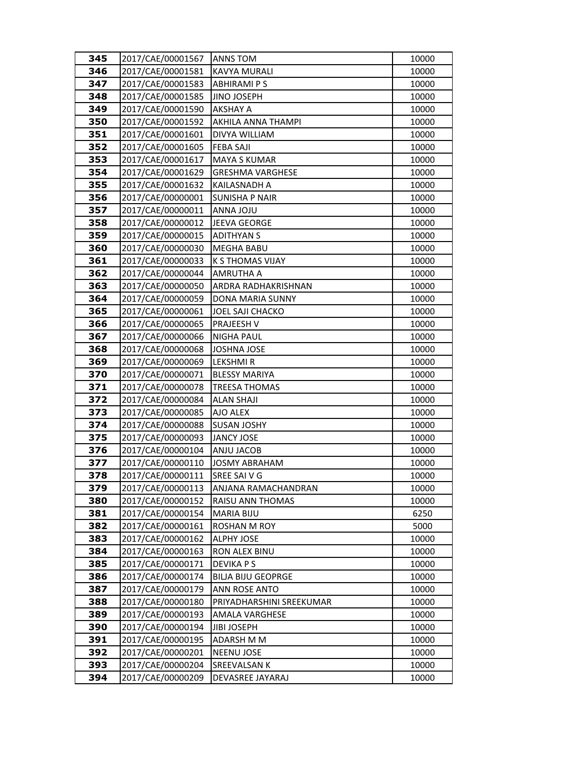| | | | |
|---|---|---|---|
| 345 | 2017/CAE/00001567 | ANNS TOM | 10000 |
| 346 | 2017/CAE/00001581 | KAVYA MURALI | 10000 |
| 347 | 2017/CAE/00001583 | ABHIRAMI P S | 10000 |
| 348 | 2017/CAE/00001585 | JINO JOSEPH | 10000 |
| 349 | 2017/CAE/00001590 | AKSHAY A | 10000 |
| 350 | 2017/CAE/00001592 | AKHILA ANNA THAMPI | 10000 |
| 351 | 2017/CAE/00001601 | DIVYA WILLIAM | 10000 |
| 352 | 2017/CAE/00001605 | FEBA SAJI | 10000 |
| 353 | 2017/CAE/00001617 | MAYA S KUMAR | 10000 |
| 354 | 2017/CAE/00001629 | GRESHMA VARGHESE | 10000 |
| 355 | 2017/CAE/00001632 | KAILASNADH A | 10000 |
| 356 | 2017/CAE/00000001 | SUNISHA P NAIR | 10000 |
| 357 | 2017/CAE/00000011 | ANNA JOJU | 10000 |
| 358 | 2017/CAE/00000012 | JEEVA GEORGE | 10000 |
| 359 | 2017/CAE/00000015 | ADITHYAN S | 10000 |
| 360 | 2017/CAE/00000030 | MEGHA BABU | 10000 |
| 361 | 2017/CAE/00000033 | K S THOMAS VIJAY | 10000 |
| 362 | 2017/CAE/00000044 | AMRUTHA A | 10000 |
| 363 | 2017/CAE/00000050 | ARDRA RADHAKRISHNAN | 10000 |
| 364 | 2017/CAE/00000059 | DONA MARIA SUNNY | 10000 |
| 365 | 2017/CAE/00000061 | JOEL SAJI CHACKO | 10000 |
| 366 | 2017/CAE/00000065 | PRAJEESH V | 10000 |
| 367 | 2017/CAE/00000066 | NIGHA PAUL | 10000 |
| 368 | 2017/CAE/00000068 | JOSHNA JOSE | 10000 |
| 369 | 2017/CAE/00000069 | LEKSHMI R | 10000 |
| 370 | 2017/CAE/00000071 | BLESSY MARIYA | 10000 |
| 371 | 2017/CAE/00000078 | TREESA THOMAS | 10000 |
| 372 | 2017/CAE/00000084 | ALAN SHAJI | 10000 |
| 373 | 2017/CAE/00000085 | AJO ALEX | 10000 |
| 374 | 2017/CAE/00000088 | SUSAN JOSHY | 10000 |
| 375 | 2017/CAE/00000093 | JANCY JOSE | 10000 |
| 376 | 2017/CAE/00000104 | ANJU JACOB | 10000 |
| 377 | 2017/CAE/00000110 | JOSMY ABRAHAM | 10000 |
| 378 | 2017/CAE/00000111 | SREE SAI V G | 10000 |
| 379 | 2017/CAE/00000113 | ANJANA RAMACHANDRAN | 10000 |
| 380 | 2017/CAE/00000152 | RAISU ANN THOMAS | 10000 |
| 381 | 2017/CAE/00000154 | MARIA BIJU | 6250 |
| 382 | 2017/CAE/00000161 | ROSHAN M ROY | 5000 |
| 383 | 2017/CAE/00000162 | ALPHY JOSE | 10000 |
| 384 | 2017/CAE/00000163 | RON ALEX BINU | 10000 |
| 385 | 2017/CAE/00000171 | DEVIKA P S | 10000 |
| 386 | 2017/CAE/00000174 | BILJA BIJU GEOPRGE | 10000 |
| 387 | 2017/CAE/00000179 | ANN ROSE ANTO | 10000 |
| 388 | 2017/CAE/00000180 | PRIYADHARSHINI SREEKUMAR | 10000 |
| 389 | 2017/CAE/00000193 | AMALA VARGHESE | 10000 |
| 390 | 2017/CAE/00000194 | JIBI JOSEPH | 10000 |
| 391 | 2017/CAE/00000195 | ADARSH M M | 10000 |
| 392 | 2017/CAE/00000201 | NEENU JOSE | 10000 |
| 393 | 2017/CAE/00000204 | SREEVALSAN K | 10000 |
| 394 | 2017/CAE/00000209 | DEVASREE JAYARAJ | 10000 |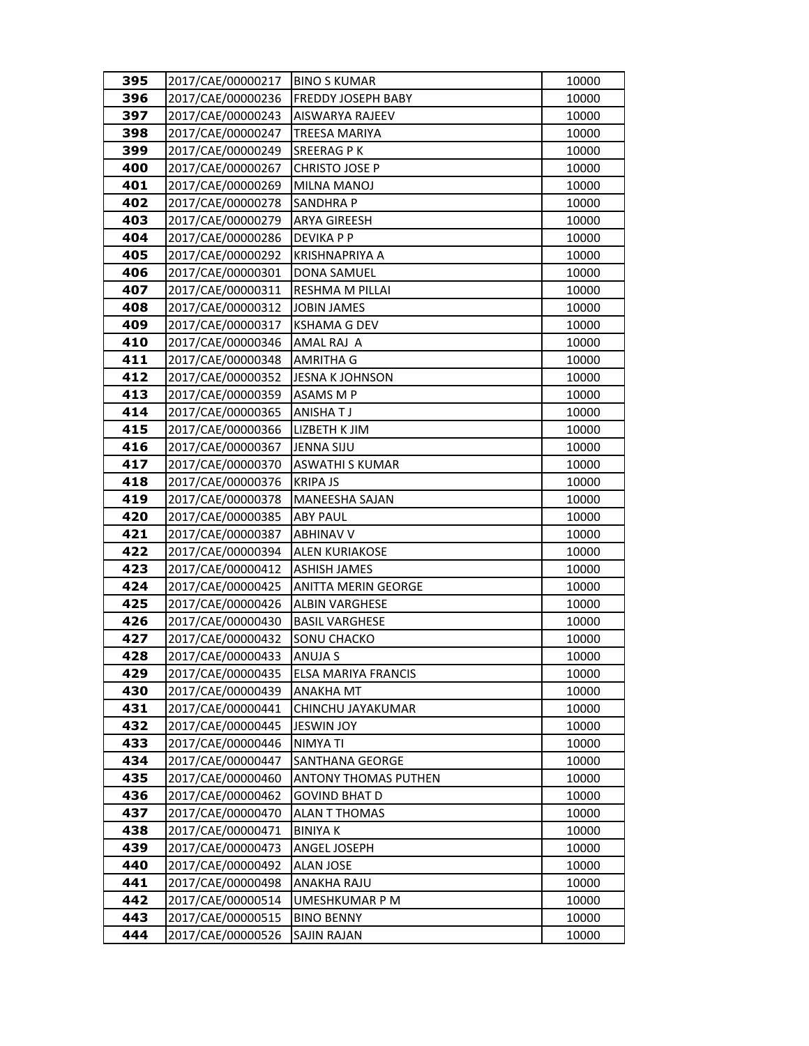| 395 | 2017/CAE/00000217 | BINO S KUMAR | 10000 |
|---|---|---|---|
| 396 | 2017/CAE/00000236 | FREDDY JOSEPH BABY | 10000 |
| 397 | 2017/CAE/00000243 | AISWARYA RAJEEV | 10000 |
| 398 | 2017/CAE/00000247 | TREESA MARIYA | 10000 |
| 399 | 2017/CAE/00000249 | SREERAG P K | 10000 |
| 400 | 2017/CAE/00000267 | CHRISTO JOSE P | 10000 |
| 401 | 2017/CAE/00000269 | MILNA MANOJ | 10000 |
| 402 | 2017/CAE/00000278 | SANDHRA P | 10000 |
| 403 | 2017/CAE/00000279 | ARYA GIREESH | 10000 |
| 404 | 2017/CAE/00000286 | DEVIKA P P | 10000 |
| 405 | 2017/CAE/00000292 | KRISHNAPRIYA A | 10000 |
| 406 | 2017/CAE/00000301 | DONA SAMUEL | 10000 |
| 407 | 2017/CAE/00000311 | RESHMA M PILLAI | 10000 |
| 408 | 2017/CAE/00000312 | JOBIN JAMES | 10000 |
| 409 | 2017/CAE/00000317 | KSHAMA G DEV | 10000 |
| 410 | 2017/CAE/00000346 | AMAL RAJ A | 10000 |
| 411 | 2017/CAE/00000348 | AMRITHA G | 10000 |
| 412 | 2017/CAE/00000352 | JESNA K JOHNSON | 10000 |
| 413 | 2017/CAE/00000359 | ASAMS M P | 10000 |
| 414 | 2017/CAE/00000365 | ANISHA T J | 10000 |
| 415 | 2017/CAE/00000366 | LIZBETH K JIM | 10000 |
| 416 | 2017/CAE/00000367 | JENNA SIJU | 10000 |
| 417 | 2017/CAE/00000370 | ASWATHI S KUMAR | 10000 |
| 418 | 2017/CAE/00000376 | KRIPA JS | 10000 |
| 419 | 2017/CAE/00000378 | MANEESHA SAJAN | 10000 |
| 420 | 2017/CAE/00000385 | ABY PAUL | 10000 |
| 421 | 2017/CAE/00000387 | ABHINAV V | 10000 |
| 422 | 2017/CAE/00000394 | ALEN KURIAKOSE | 10000 |
| 423 | 2017/CAE/00000412 | ASHISH JAMES | 10000 |
| 424 | 2017/CAE/00000425 | ANITTA MERIN GEORGE | 10000 |
| 425 | 2017/CAE/00000426 | ALBIN VARGHESE | 10000 |
| 426 | 2017/CAE/00000430 | BASIL VARGHESE | 10000 |
| 427 | 2017/CAE/00000432 | SONU CHACKO | 10000 |
| 428 | 2017/CAE/00000433 | ANUJA S | 10000 |
| 429 | 2017/CAE/00000435 | ELSA MARIYA FRANCIS | 10000 |
| 430 | 2017/CAE/00000439 | ANAKHA MT | 10000 |
| 431 | 2017/CAE/00000441 | CHINCHU JAYAKUMAR | 10000 |
| 432 | 2017/CAE/00000445 | JESWIN JOY | 10000 |
| 433 | 2017/CAE/00000446 | NIMYA TI | 10000 |
| 434 | 2017/CAE/00000447 | SANTHANA GEORGE | 10000 |
| 435 | 2017/CAE/00000460 | ANTONY THOMAS PUTHEN | 10000 |
| 436 | 2017/CAE/00000462 | GOVIND BHAT D | 10000 |
| 437 | 2017/CAE/00000470 | ALAN T THOMAS | 10000 |
| 438 | 2017/CAE/00000471 | BINIYA K | 10000 |
| 439 | 2017/CAE/00000473 | ANGEL JOSEPH | 10000 |
| 440 | 2017/CAE/00000492 | ALAN JOSE | 10000 |
| 441 | 2017/CAE/00000498 | ANAKHA RAJU | 10000 |
| 442 | 2017/CAE/00000514 | UMESHKUMAR P M | 10000 |
| 443 | 2017/CAE/00000515 | BINO BENNY | 10000 |
| 444 | 2017/CAE/00000526 | SAJIN RAJAN | 10000 |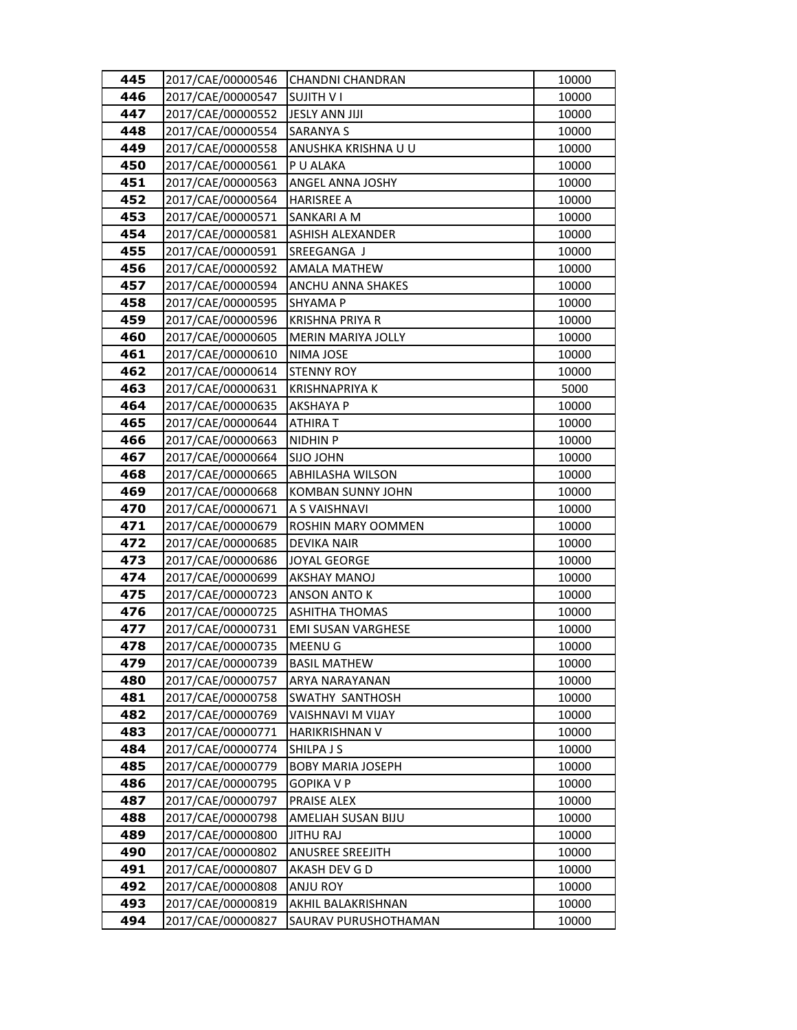| 445 | 2017/CAE/00000546 | CHANDNI CHANDRAN | 10000 |
|---|---|---|---|
| 446 | 2017/CAE/00000547 | SUJITH V I | 10000 |
| 447 | 2017/CAE/00000552 | JESLY ANN JIJI | 10000 |
| 448 | 2017/CAE/00000554 | SARANYA S | 10000 |
| 449 | 2017/CAE/00000558 | ANUSHKA KRISHNA U U | 10000 |
| 450 | 2017/CAE/00000561 | P U ALAKA | 10000 |
| 451 | 2017/CAE/00000563 | ANGEL ANNA JOSHY | 10000 |
| 452 | 2017/CAE/00000564 | HARISREE A | 10000 |
| 453 | 2017/CAE/00000571 | SANKARI A M | 10000 |
| 454 | 2017/CAE/00000581 | ASHISH ALEXANDER | 10000 |
| 455 | 2017/CAE/00000591 | SREEGANGA J | 10000 |
| 456 | 2017/CAE/00000592 | AMALA MATHEW | 10000 |
| 457 | 2017/CAE/00000594 | ANCHU ANNA SHAKES | 10000 |
| 458 | 2017/CAE/00000595 | SHYAMA P | 10000 |
| 459 | 2017/CAE/00000596 | KRISHNA PRIYA R | 10000 |
| 460 | 2017/CAE/00000605 | MERIN MARIYA JOLLY | 10000 |
| 461 | 2017/CAE/00000610 | NIMA JOSE | 10000 |
| 462 | 2017/CAE/00000614 | STENNY ROY | 10000 |
| 463 | 2017/CAE/00000631 | KRISHNAPRIYA K | 5000 |
| 464 | 2017/CAE/00000635 | AKSHAYA P | 10000 |
| 465 | 2017/CAE/00000644 | ATHIRA T | 10000 |
| 466 | 2017/CAE/00000663 | NIDHIN P | 10000 |
| 467 | 2017/CAE/00000664 | SIJO JOHN | 10000 |
| 468 | 2017/CAE/00000665 | ABHILASHA WILSON | 10000 |
| 469 | 2017/CAE/00000668 | KOMBAN SUNNY JOHN | 10000 |
| 470 | 2017/CAE/00000671 | A S VAISHNAVI | 10000 |
| 471 | 2017/CAE/00000679 | ROSHIN MARY OOMMEN | 10000 |
| 472 | 2017/CAE/00000685 | DEVIKA NAIR | 10000 |
| 473 | 2017/CAE/00000686 | JOYAL GEORGE | 10000 |
| 474 | 2017/CAE/00000699 | AKSHAY MANOJ | 10000 |
| 475 | 2017/CAE/00000723 | ANSON ANTO K | 10000 |
| 476 | 2017/CAE/00000725 | ASHITHA THOMAS | 10000 |
| 477 | 2017/CAE/00000731 | EMI SUSAN VARGHESE | 10000 |
| 478 | 2017/CAE/00000735 | MEENU G | 10000 |
| 479 | 2017/CAE/00000739 | BASIL MATHEW | 10000 |
| 480 | 2017/CAE/00000757 | ARYA NARAYANAN | 10000 |
| 481 | 2017/CAE/00000758 | SWATHY SANTHOSH | 10000 |
| 482 | 2017/CAE/00000769 | VAISHNAVI M VIJAY | 10000 |
| 483 | 2017/CAE/00000771 | HARIKRISHNAN V | 10000 |
| 484 | 2017/CAE/00000774 | SHILPA J S | 10000 |
| 485 | 2017/CAE/00000779 | BOBY MARIA JOSEPH | 10000 |
| 486 | 2017/CAE/00000795 | GOPIKA V P | 10000 |
| 487 | 2017/CAE/00000797 | PRAISE ALEX | 10000 |
| 488 | 2017/CAE/00000798 | AMELIAH SUSAN BIJU | 10000 |
| 489 | 2017/CAE/00000800 | JITHU RAJ | 10000 |
| 490 | 2017/CAE/00000802 | ANUSREE SREEJITH | 10000 |
| 491 | 2017/CAE/00000807 | AKASH DEV G D | 10000 |
| 492 | 2017/CAE/00000808 | ANJU ROY | 10000 |
| 493 | 2017/CAE/00000819 | AKHIL BALAKRISHNAN | 10000 |
| 494 | 2017/CAE/00000827 | SAURAV PURUSHOTHAMAN | 10000 |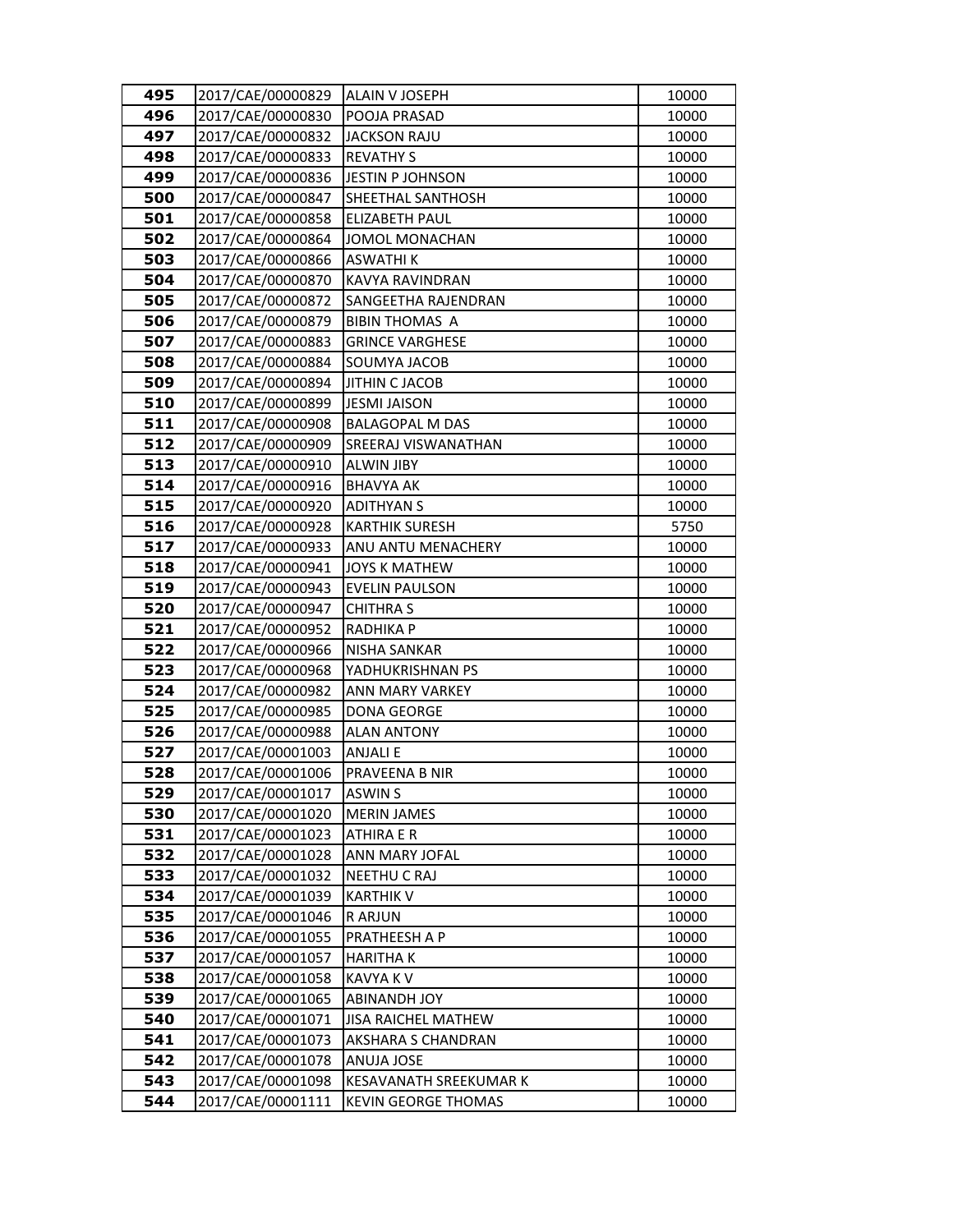| 495 | 2017/CAE/00000829 | ALAIN V JOSEPH | 10000 |
|---|---|---|---|
| 496 | 2017/CAE/00000830 | POOJA PRASAD | 10000 |
| 497 | 2017/CAE/00000832 | JACKSON RAJU | 10000 |
| 498 | 2017/CAE/00000833 | REVATHY S | 10000 |
| 499 | 2017/CAE/00000836 | JESTIN P JOHNSON | 10000 |
| 500 | 2017/CAE/00000847 | SHEETHAL SANTHOSH | 10000 |
| 501 | 2017/CAE/00000858 | ELIZABETH PAUL | 10000 |
| 502 | 2017/CAE/00000864 | JOMOL MONACHAN | 10000 |
| 503 | 2017/CAE/00000866 | ASWATHI K | 10000 |
| 504 | 2017/CAE/00000870 | KAVYA RAVINDRAN | 10000 |
| 505 | 2017/CAE/00000872 | SANGEETHA RAJENDRAN | 10000 |
| 506 | 2017/CAE/00000879 | BIBIN THOMAS A | 10000 |
| 507 | 2017/CAE/00000883 | GRINCE VARGHESE | 10000 |
| 508 | 2017/CAE/00000884 | SOUMYA JACOB | 10000 |
| 509 | 2017/CAE/00000894 | JITHIN C JACOB | 10000 |
| 510 | 2017/CAE/00000899 | JESMI JAISON | 10000 |
| 511 | 2017/CAE/00000908 | BALAGOPAL M DAS | 10000 |
| 512 | 2017/CAE/00000909 | SREERAJ VISWANATHAN | 10000 |
| 513 | 2017/CAE/00000910 | ALWIN JIBY | 10000 |
| 514 | 2017/CAE/00000916 | BHAVYA AK | 10000 |
| 515 | 2017/CAE/00000920 | ADITHYAN S | 10000 |
| 516 | 2017/CAE/00000928 | KARTHIK SURESH | 5750 |
| 517 | 2017/CAE/00000933 | ANU ANTU MENACHERY | 10000 |
| 518 | 2017/CAE/00000941 | JOYS K MATHEW | 10000 |
| 519 | 2017/CAE/00000943 | EVELIN PAULSON | 10000 |
| 520 | 2017/CAE/00000947 | CHITHRA S | 10000 |
| 521 | 2017/CAE/00000952 | RADHIKA P | 10000 |
| 522 | 2017/CAE/00000966 | NISHA SANKAR | 10000 |
| 523 | 2017/CAE/00000968 | YADHUKRISHNAN PS | 10000 |
| 524 | 2017/CAE/00000982 | ANN MARY VARKEY | 10000 |
| 525 | 2017/CAE/00000985 | DONA GEORGE | 10000 |
| 526 | 2017/CAE/00000988 | ALAN ANTONY | 10000 |
| 527 | 2017/CAE/00001003 | ANJALI E | 10000 |
| 528 | 2017/CAE/00001006 | PRAVEENA B NIR | 10000 |
| 529 | 2017/CAE/00001017 | ASWIN S | 10000 |
| 530 | 2017/CAE/00001020 | MERIN JAMES | 10000 |
| 531 | 2017/CAE/00001023 | ATHIRA E R | 10000 |
| 532 | 2017/CAE/00001028 | ANN MARY JOFAL | 10000 |
| 533 | 2017/CAE/00001032 | NEETHU C RAJ | 10000 |
| 534 | 2017/CAE/00001039 | KARTHIK V | 10000 |
| 535 | 2017/CAE/00001046 | R ARJUN | 10000 |
| 536 | 2017/CAE/00001055 | PRATHEESH A P | 10000 |
| 537 | 2017/CAE/00001057 | HARITHA K | 10000 |
| 538 | 2017/CAE/00001058 | KAVYA K V | 10000 |
| 539 | 2017/CAE/00001065 | ABINANDH JOY | 10000 |
| 540 | 2017/CAE/00001071 | JISA RAICHEL MATHEW | 10000 |
| 541 | 2017/CAE/00001073 | AKSHARA S CHANDRAN | 10000 |
| 542 | 2017/CAE/00001078 | ANUJA JOSE | 10000 |
| 543 | 2017/CAE/00001098 | KESAVANATH SREEKUMAR K | 10000 |
| 544 | 2017/CAE/00001111 | KEVIN GEORGE THOMAS | 10000 |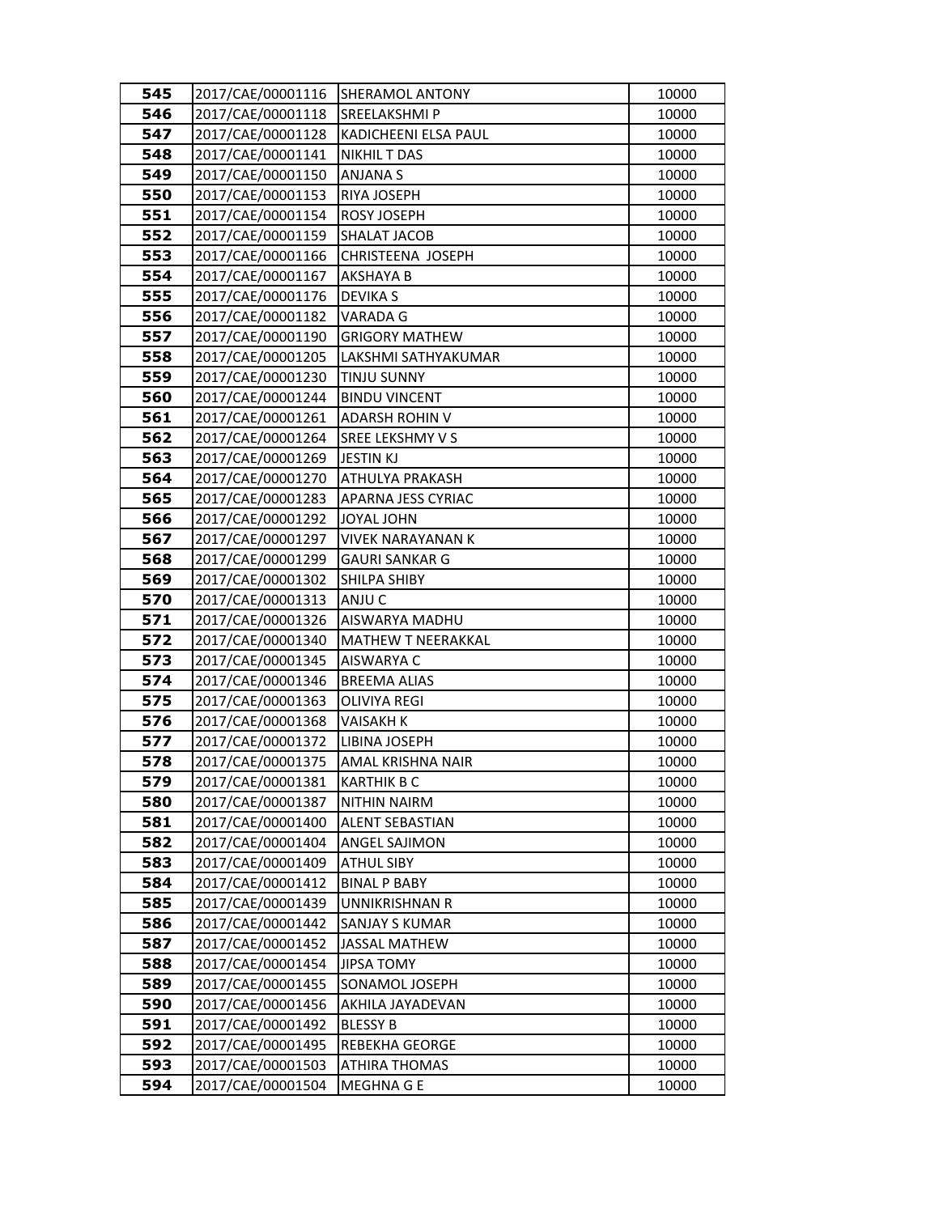| | | | |
|---|---|---|---|
| **545** | 2017/CAE/00001116 | SHERAMOL ANTONY | 10000 |
| **546** | 2017/CAE/00001118 | SREELAKSHMI P | 10000 |
| **547** | 2017/CAE/00001128 | KADICHEENI ELSA PAUL | 10000 |
| **548** | 2017/CAE/00001141 | NIKHIL T DAS | 10000 |
| **549** | 2017/CAE/00001150 | ANJANA S | 10000 |
| **550** | 2017/CAE/00001153 | RIYA JOSEPH | 10000 |
| **551** | 2017/CAE/00001154 | ROSY JOSEPH | 10000 |
| **552** | 2017/CAE/00001159 | SHALAT JACOB | 10000 |
| **553** | 2017/CAE/00001166 | CHRISTEENA JOSEPH | 10000 |
| **554** | 2017/CAE/00001167 | AKSHAYA B | 10000 |
| **555** | 2017/CAE/00001176 | DEVIKA S | 10000 |
| **556** | 2017/CAE/00001182 | VARADA G | 10000 |
| **557** | 2017/CAE/00001190 | GRIGORY MATHEW | 10000 |
| **558** | 2017/CAE/00001205 | LAKSHMI SATHYAKUMAR | 10000 |
| **559** | 2017/CAE/00001230 | TINJU SUNNY | 10000 |
| **560** | 2017/CAE/00001244 | BINDU VINCENT | 10000 |
| **561** | 2017/CAE/00001261 | ADARSH ROHIN V | 10000 |
| **562** | 2017/CAE/00001264 | SREE LEKSHMY V S | 10000 |
| **563** | 2017/CAE/00001269 | JESTIN KJ | 10000 |
| **564** | 2017/CAE/00001270 | ATHULYA PRAKASH | 10000 |
| **565** | 2017/CAE/00001283 | APARNA JESS CYRIAC | 10000 |
| **566** | 2017/CAE/00001292 | JOYAL JOHN | 10000 |
| **567** | 2017/CAE/00001297 | VIVEK NARAYANAN K | 10000 |
| **568** | 2017/CAE/00001299 | GAURI SANKAR G | 10000 |
| **569** | 2017/CAE/00001302 | SHILPA SHIBY | 10000 |
| **570** | 2017/CAE/00001313 | ANJU C | 10000 |
| **571** | 2017/CAE/00001326 | AISWARYA MADHU | 10000 |
| **572** | 2017/CAE/00001340 | MATHEW T NEERAKKAL | 10000 |
| **573** | 2017/CAE/00001345 | AISWARYA C | 10000 |
| **574** | 2017/CAE/00001346 | BREEMA ALIAS | 10000 |
| **575** | 2017/CAE/00001363 | OLIVIYA REGI | 10000 |
| **576** | 2017/CAE/00001368 | VAISAKH K | 10000 |
| **577** | 2017/CAE/00001372 | LIBINA JOSEPH | 10000 |
| **578** | 2017/CAE/00001375 | AMAL KRISHNA NAIR | 10000 |
| **579** | 2017/CAE/00001381 | KARTHIK B C | 10000 |
| **580** | 2017/CAE/00001387 | NITHIN NAIRM | 10000 |
| **581** | 2017/CAE/00001400 | ALENT SEBASTIAN | 10000 |
| **582** | 2017/CAE/00001404 | ANGEL SAJIMON | 10000 |
| **583** | 2017/CAE/00001409 | ATHUL SIBY | 10000 |
| **584** | 2017/CAE/00001412 | BINAL P BABY | 10000 |
| **585** | 2017/CAE/00001439 | UNNIKRISHNAN R | 10000 |
| **586** | 2017/CAE/00001442 | SANJAY S KUMAR | 10000 |
| **587** | 2017/CAE/00001452 | JASSAL MATHEW | 10000 |
| **588** | 2017/CAE/00001454 | JIPSA TOMY | 10000 |
| **589** | 2017/CAE/00001455 | SONAMOL JOSEPH | 10000 |
| **590** | 2017/CAE/00001456 | AKHILA JAYADEVAN | 10000 |
| **591** | 2017/CAE/00001492 | BLESSY B | 10000 |
| **592** | 2017/CAE/00001495 | REBEKHA GEORGE | 10000 |
| **593** | 2017/CAE/00001503 | ATHIRA THOMAS | 10000 |
| **594** | 2017/CAE/00001504 | MEGHNA G E | 10000 |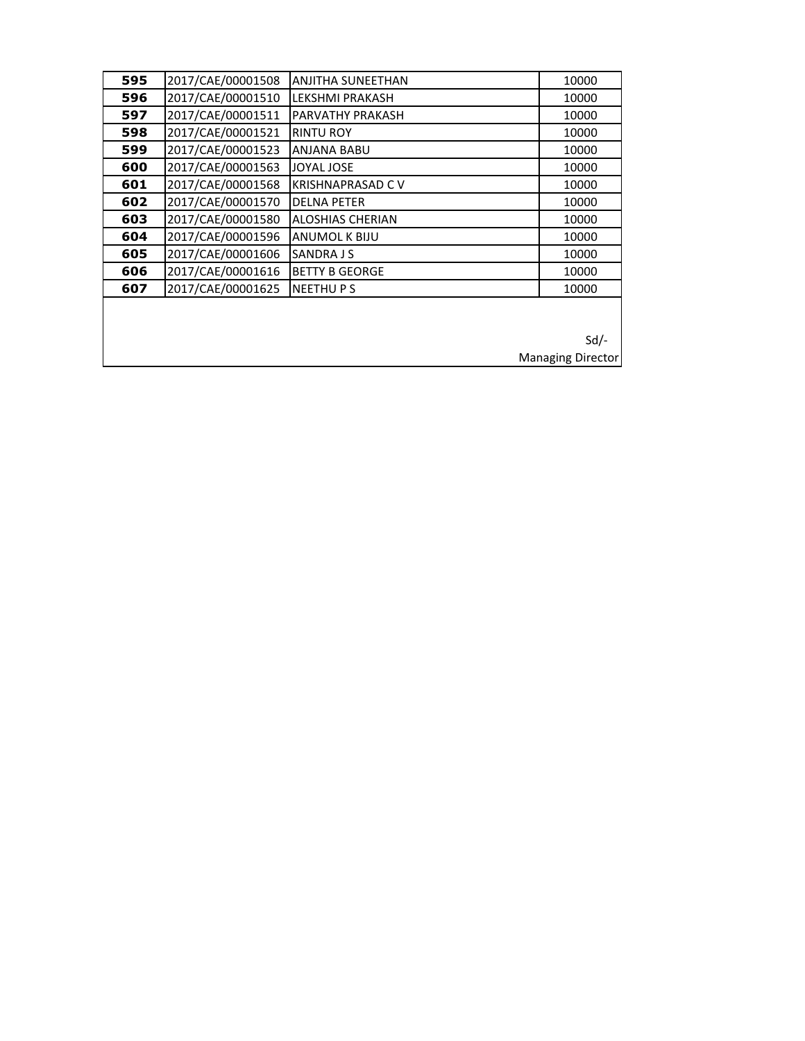| | | | |
|---|---|---|---|
| **595** | 2017/CAE/00001508 | ANJITHA SUNEETHAN | 10000 |
| **596** | 2017/CAE/00001510 | LEKSHMI PRAKASH | 10000 |
| **597** | 2017/CAE/00001511 | PARVATHY PRAKASH | 10000 |
| **598** | 2017/CAE/00001521 | RINTU ROY | 10000 |
| **599** | 2017/CAE/00001523 | ANJANA BABU | 10000 |
| **600** | 2017/CAE/00001563 | JOYAL JOSE | 10000 |
| **601** | 2017/CAE/00001568 | KRISHNAPRASAD C V | 10000 |
| **602** | 2017/CAE/00001570 | DELNA PETER | 10000 |
| **603** | 2017/CAE/00001580 | ALOSHIAS CHERIAN | 10000 |
| **604** | 2017/CAE/00001596 | ANUMOL K BIJU | 10000 |
| **605** | 2017/CAE/00001606 | SANDRA J S | 10000 |
| **606** | 2017/CAE/00001616 | BETTY B GEORGE | 10000 |
| **607** | 2017/CAE/00001625 | NEETHU P S | 10000 |

Sd/-

Managing Director